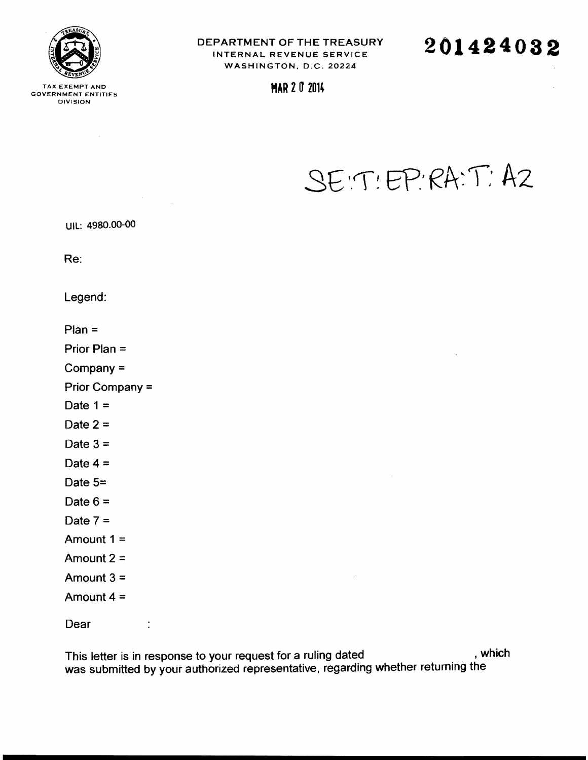DEPARTMENT OF THE TREASURY
INTERNAL REVENUE SERVICE
WASHINGTON, D.C. 20224

**201424032**

TAX EXEMPT AND
GOVERNMENT ENTITIES
DIVISION

MAR 20 2014

SE:T:EP:RA:T:A2

UIL: 4980.00-00

Re:

Legend:

Plan =

Prior Plan =

Company =

Prior Company =

Date 1 =

Date 2 =

Date 3 =

Date 4 =

Date 5=

Date 6 =

Date 7 =

Amount 1 =

Amount 2 =

Amount 3 =

Amount 4 =

Dear :

This letter is in response to your request for a ruling dated , which was submitted by your authorized representative, regarding whether returning the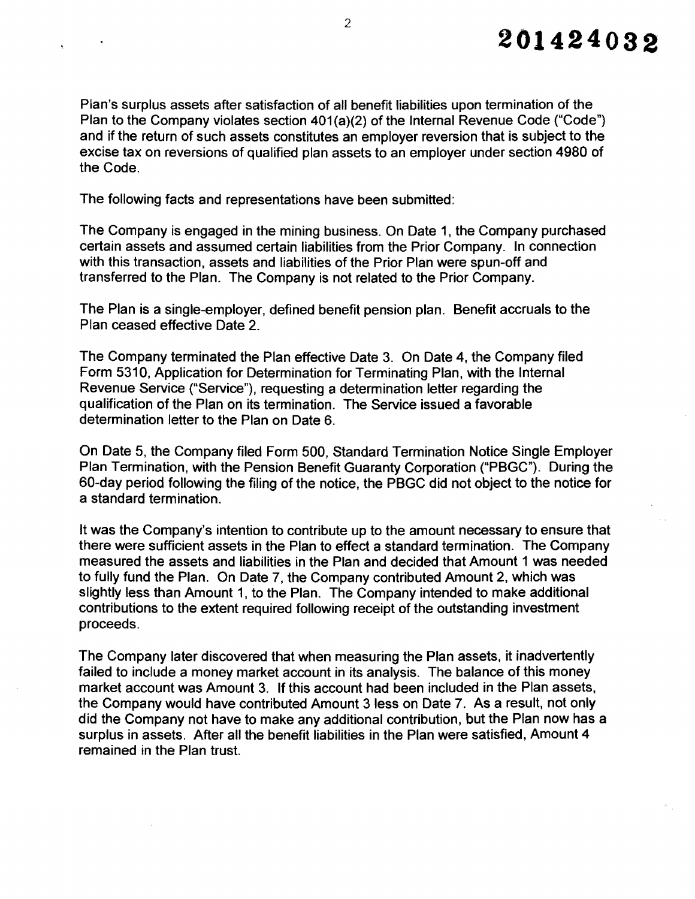Plan's surplus assets after satisfaction of all benefit liabilities upon termination of the Plan to the Company violates section 401(a)(2) of the Internal Revenue Code ("Code") and if the return of such assets constitutes an employer reversion that is subject to the excise tax on reversions of qualified plan assets to an employer under section 4980 of the Code.

The following facts and representations have been submitted:

The Company is engaged in the mining business. On Date 1, the Company purchased certain assets and assumed certain liabilities from the Prior Company. In connection with this transaction, assets and liabilities of the Prior Plan were spun-off and transferred to the Plan. The Company is not related to the Prior Company.

The Plan is a single-employer, defined benefit pension plan. Benefit accruals to the Plan ceased effective Date 2.

The Company terminated the Plan effective Date 3. On Date 4, the Company filed Form 5310, Application for Determination for Terminating Plan, with the Internal Revenue Service ("Service"), requesting a determination letter regarding the qualification of the Plan on its termination. The Service issued a favorable determination letter to the Plan on Date 6.

On Date 5, the Company filed Form 500, Standard Termination Notice Single Employer Plan Termination, with the Pension Benefit Guaranty Corporation ("PBGC"). During the 60-day period following the filing of the notice, the PBGC did not object to the notice for a standard termination.

It was the Company's intention to contribute up to the amount necessary to ensure that there were sufficient assets in the Plan to effect a standard termination. The Company measured the assets and liabilities in the Plan and decided that Amount 1 was needed to fully fund the Plan. On Date 7, the Company contributed Amount 2, which was slightly less than Amount 1, to the Plan. The Company intended to make additional contributions to the extent required following receipt of the outstanding investment proceeds.

The Company later discovered that when measuring the Plan assets, it inadvertently failed to include a money market account in its analysis. The balance of this money market account was Amount 3. If this account had been included in the Plan assets, the Company would have contributed Amount 3 less on Date 7. As a result, not only did the Company not have to make any additional contribution, but the Plan now has a surplus in assets. After all the benefit liabilities in the Plan were satisfied, Amount 4 remained in the Plan trust.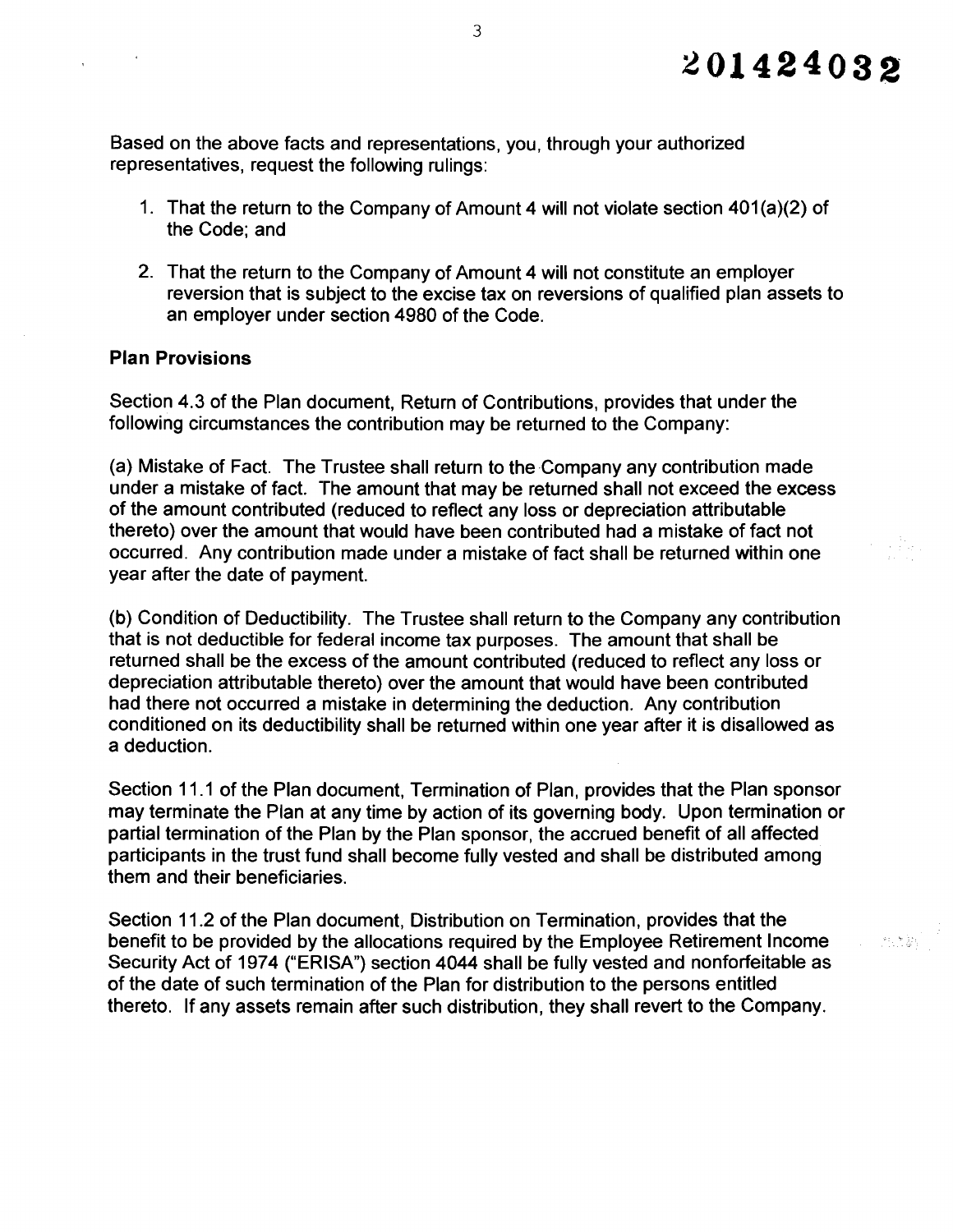Based on the above facts and representations, you, through your authorized representatives, request the following rulings:

1. That the return to the Company of Amount 4 will not violate section 401(a)(2) of the Code; and

2. That the return to the Company of Amount 4 will not constitute an employer reversion that is subject to the excise tax on reversions of qualified plan assets to an employer under section 4980 of the Code.

**Plan Provisions**

Section 4.3 of the Plan document, Return of Contributions, provides that under the following circumstances the contribution may be returned to the Company:

(a) Mistake of Fact. The Trustee shall return to the Company any contribution made under a mistake of fact. The amount that may be returned shall not exceed the excess of the amount contributed (reduced to reflect any loss or depreciation attributable thereto) over the amount that would have been contributed had a mistake of fact not occurred. Any contribution made under a mistake of fact shall be returned within one year after the date of payment.

(b) Condition of Deductibility. The Trustee shall return to the Company any contribution that is not deductible for federal income tax purposes. The amount that shall be returned shall be the excess of the amount contributed (reduced to reflect any loss or depreciation attributable thereto) over the amount that would have been contributed had there not occurred a mistake in determining the deduction. Any contribution conditioned on its deductibility shall be returned within one year after it is disallowed as a deduction.

Section 11.1 of the Plan document, Termination of Plan, provides that the Plan sponsor may terminate the Plan at any time by action of its governing body. Upon termination or partial termination of the Plan by the Plan sponsor, the accrued benefit of all affected participants in the trust fund shall become fully vested and shall be distributed among them and their beneficiaries.

Section 11.2 of the Plan document, Distribution on Termination, provides that the benefit to be provided by the allocations required by the Employee Retirement Income Security Act of 1974 ("ERISA") section 4044 shall be fully vested and nonforfeitable as of the date of such termination of the Plan for distribution to the persons entitled thereto. If any assets remain after such distribution, they shall revert to the Company.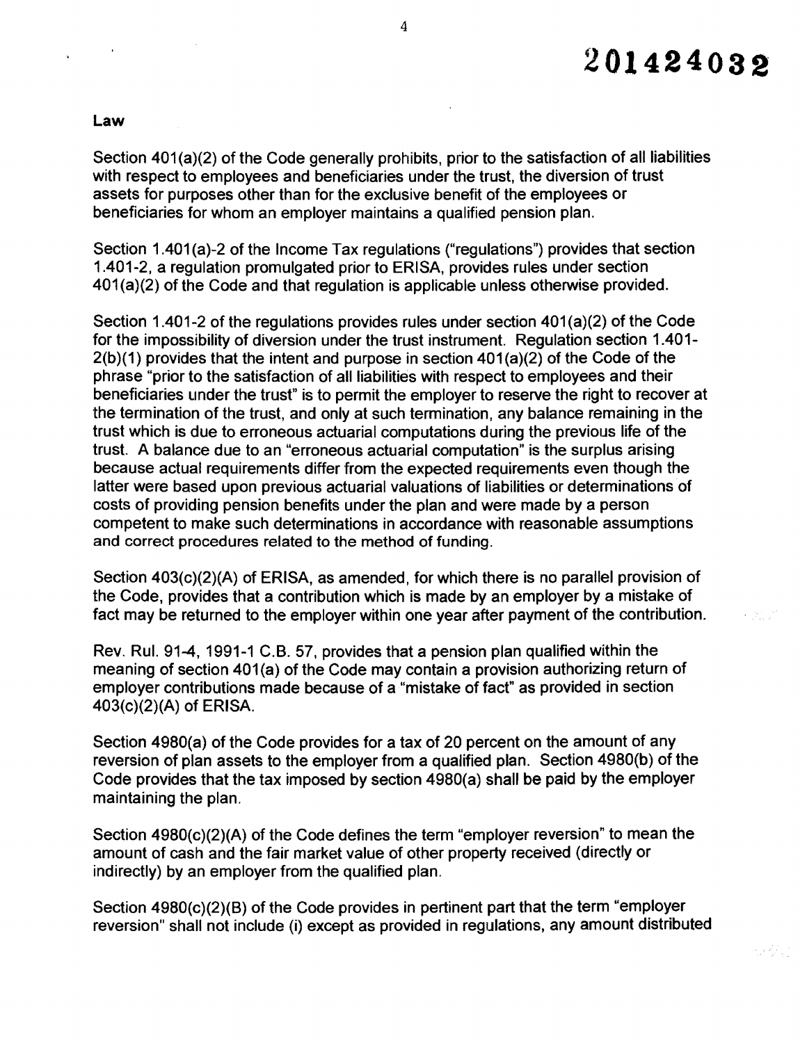### Law

Section 401(a)(2) of the Code generally prohibits, prior to the satisfaction of all liabilities with respect to employees and beneficiaries under the trust, the diversion of trust assets for purposes other than for the exclusive benefit of the employees or beneficiaries for whom an employer maintains a qualified pension plan.

Section 1.401(a)-2 of the Income Tax regulations ("regulations") provides that section 1.401-2, a regulation promulgated prior to ERISA, provides rules under section 401(a)(2) of the Code and that regulation is applicable unless otherwise provided.

Section 1.401-2 of the regulations provides rules under section 401(a)(2) of the Code for the impossibility of diversion under the trust instrument. Regulation section 1.401-2(b)(1) provides that the intent and purpose in section 401(a)(2) of the Code of the phrase "prior to the satisfaction of all liabilities with respect to employees and their beneficiaries under the trust" is to permit the employer to reserve the right to recover at the termination of the trust, and only at such termination, any balance remaining in the trust which is due to erroneous actuarial computations during the previous life of the trust. A balance due to an "erroneous actuarial computation" is the surplus arising because actual requirements differ from the expected requirements even though the latter were based upon previous actuarial valuations of liabilities or determinations of costs of providing pension benefits under the plan and were made by a person competent to make such determinations in accordance with reasonable assumptions and correct procedures related to the method of funding.

Section 403(c)(2)(A) of ERISA, as amended, for which there is no parallel provision of the Code, provides that a contribution which is made by an employer by a mistake of fact may be returned to the employer within one year after payment of the contribution.

Rev. Rul. 91-4, 1991-1 C.B. 57, provides that a pension plan qualified within the meaning of section 401(a) of the Code may contain a provision authorizing return of employer contributions made because of a "mistake of fact" as provided in section 403(c)(2)(A) of ERISA.

Section 4980(a) of the Code provides for a tax of 20 percent on the amount of any reversion of plan assets to the employer from a qualified plan. Section 4980(b) of the Code provides that the tax imposed by section 4980(a) shall be paid by the employer maintaining the plan.

Section 4980(c)(2)(A) of the Code defines the term "employer reversion" to mean the amount of cash and the fair market value of other property received (directly or indirectly) by an employer from the qualified plan.

Section 4980(c)(2)(B) of the Code provides in pertinent part that the term "employer reversion" shall not include (i) except as provided in regulations, any amount distributed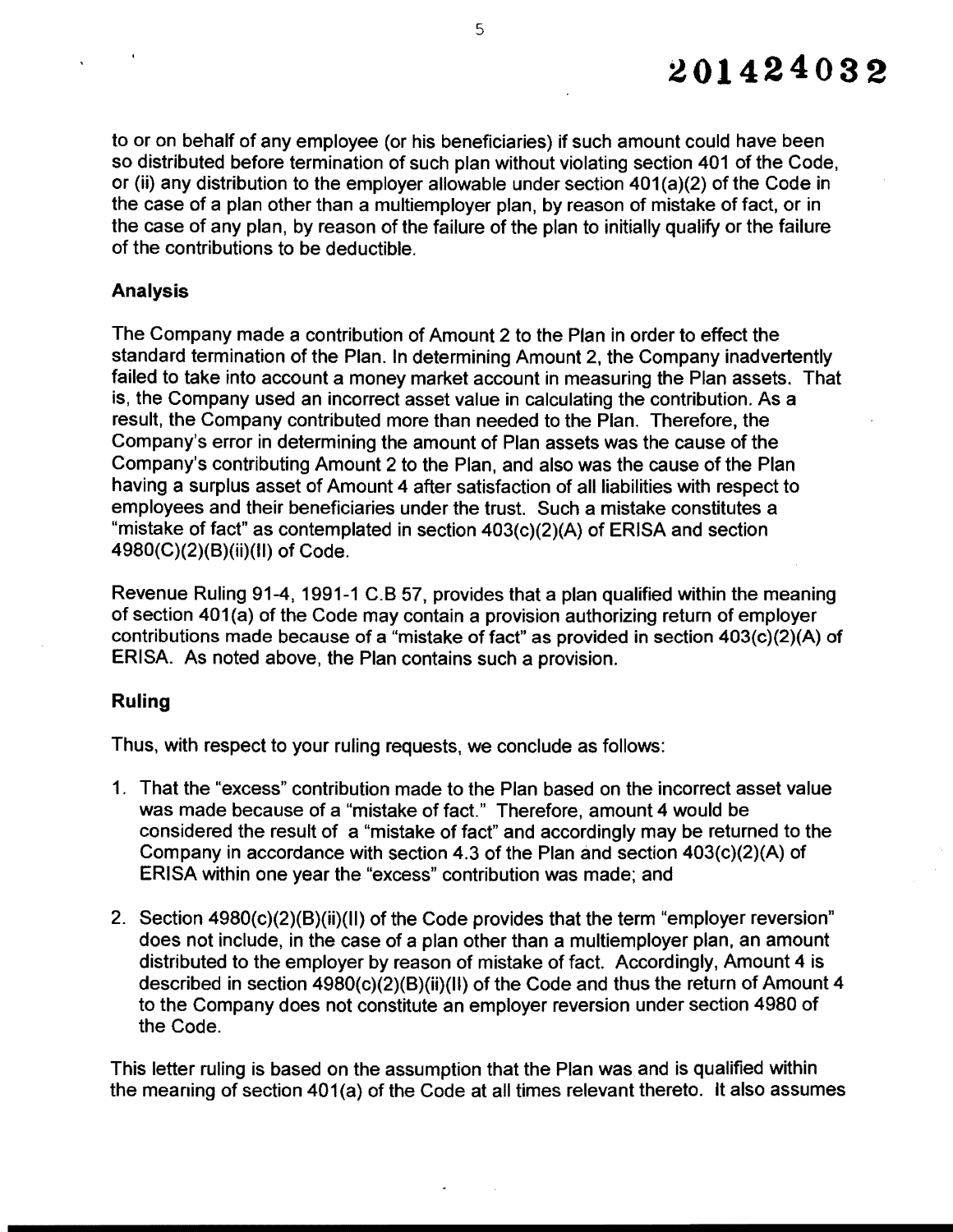to or on behalf of any employee (or his beneficiaries) if such amount could have been so distributed before termination of such plan without violating section 401 of the Code, or (ii) any distribution to the employer allowable under section 401(a)(2) of the Code in the case of a plan other than a multiemployer plan, by reason of mistake of fact, or in the case of any plan, by reason of the failure of the plan to initially qualify or the failure of the contributions to be deductible.

**Analysis**

The Company made a contribution of Amount 2 to the Plan in order to effect the standard termination of the Plan. In determining Amount 2, the Company inadvertently failed to take into account a money market account in measuring the Plan assets. That is, the Company used an incorrect asset value in calculating the contribution. As a result, the Company contributed more than needed to the Plan. Therefore, the Company's error in determining the amount of Plan assets was the cause of the Company's contributing Amount 2 to the Plan, and also was the cause of the Plan having a surplus asset of Amount 4 after satisfaction of all liabilities with respect to employees and their beneficiaries under the trust. Such a mistake constitutes a "mistake of fact" as contemplated in section 403(c)(2)(A) of ERISA and section 4980(C)(2)(B)(ii)(II) of Code.

Revenue Ruling 91-4, 1991-1 C.B 57, provides that a plan qualified within the meaning of section 401(a) of the Code may contain a provision authorizing return of employer contributions made because of a "mistake of fact" as provided in section 403(c)(2)(A) of ERISA. As noted above, the Plan contains such a provision.

**Ruling**

Thus, with respect to your ruling requests, we conclude as follows:

1. That the "excess" contribution made to the Plan based on the incorrect asset value was made because of a "mistake of fact." Therefore, amount 4 would be considered the result of a "mistake of fact" and accordingly may be returned to the Company in accordance with section 4.3 of the Plan and section 403(c)(2)(A) of ERISA within one year the "excess" contribution was made; and

2. Section 4980(c)(2)(B)(ii)(II) of the Code provides that the term "employer reversion" does not include, in the case of a plan other than a multiemployer plan, an amount distributed to the employer by reason of mistake of fact. Accordingly, Amount 4 is described in section 4980(c)(2)(B)(ii)(II) of the Code and thus the return of Amount 4 to the Company does not constitute an employer reversion under section 4980 of the Code.

This letter ruling is based on the assumption that the Plan was and is qualified within the meaning of section 401(a) of the Code at all times relevant thereto. It also assumes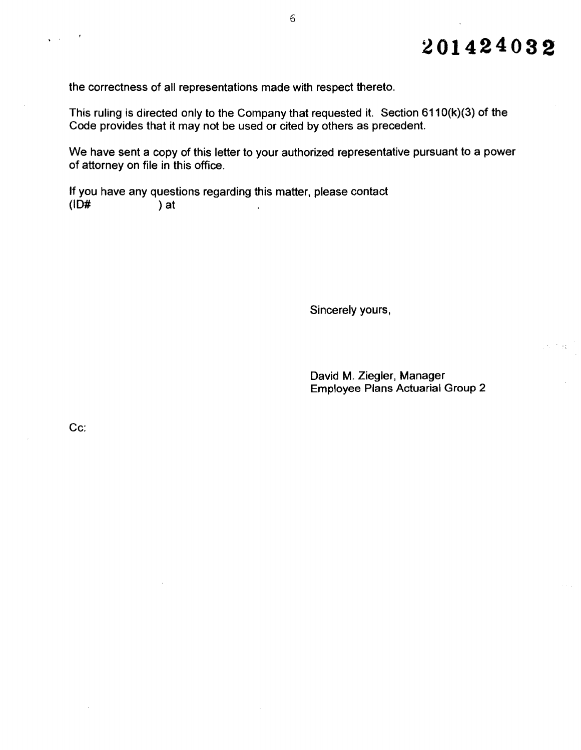the correctness of all representations made with respect thereto.

This ruling is directed only to the Company that requested it. Section 6110(k)(3) of the Code provides that it may not be used or cited by others as precedent.

We have sent a copy of this letter to your authorized representative pursuant to a power of attorney on file in this office.

If you have any questions regarding this matter, please contact
(ID# ) at .

Sincerely yours,

David M. Ziegler, Manager
Employee Plans Actuarial Group 2

Cc: